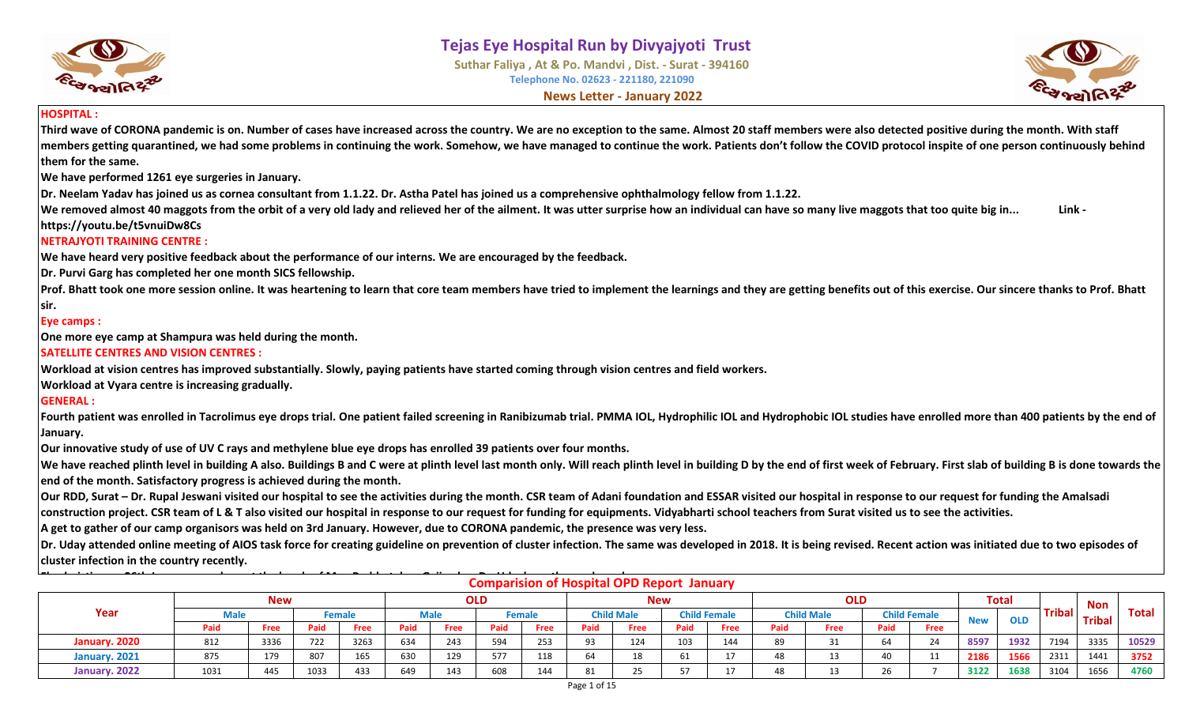# Tejas Eye Hospital Run by Divyajyoti Trust

Suthar Faliya , At & Po. Mandvi , Dist. - Surat - 394160

Telephone No. 02623 - 221180, 221090

**News Letter - January 2022**

## HOSPITAL :

**Third wave of CORONA pandemic is on. Number of cases have increased across the country. We are no exception to the same. Almost 20 staff members were also detected positive during the month. With staff members getting quarantined, we had some problems in continuing the work. Somehow, we have managed to continue the work. Patients don't follow the COVID protocol inspite of one person continuously behind them for the same.**

**We have performed 1261 eye surgeries in January.**

**Dr. Neelam Yadav has joined us as cornea consultant from 1.1.22. Dr. Astha Patel has joined us a comprehensive ophthalmology fellow from 1.1.22.**

**We removed almost 40 maggots from the orbit of a very old lady and relieved her of the ailment. It was utter surprise how an individual can have so many live maggots that too quite big in... Link - https://youtu.be/t5vnuiDw8Cs**

## NETRAJYOTI TRAINING CENTRE :

**We have heard very positive feedback about the performance of our interns. We are encouraged by the feedback.**

**Dr. Purvi Garg has completed her one month SICS fellowship.**

**Prof. Bhatt took one more session online. It was heartening to learn that core team members have tried to implement the learnings and they are getting benefits out of this exercise. Our sincere thanks to Prof. Bhatt sir.**

## Eye camps :

**One more eye camp at Shampura was held during the month.**

## SATELLITE CENTRES AND VISION CENTRES :

**Workload at vision centres has improved substantially. Slowly, paying patients have started coming through vision centres and field workers.**

**Workload at Vyara centre is increasing gradually.**

## GENERAL :

**Fourth patient was enrolled in Tacrolimus eye drops trial. One patient failed screening in Ranibizumab trial. PMMA IOL, Hydrophilic IOL and Hydrophobic IOL studies have enrolled more than 400 patients by the end of January.**

**Our innovative study of use of UV C rays and methylene blue eye drops has enrolled 39 patients over four months.**

**We have reached plinth level in building A also. Buildings B and C were at plinth level last month only. Will reach plinth level in building D by the end of first week of February. First slab of building B is done towards the end of the month. Satisfactory progress is achieved during the month.**

**Our RDD, Surat – Dr. Rupal Jeswani visited our hospital to see the activities during the month. CSR team of Adani foundation and ESSAR visited our hospital in response to our request for funding the Amalsadi construction project. CSR team of L & T also visited our hospital in response to our request for funding for equipments. Vidyabharti school teachers from Surat visited us to see the activities.**

**A get to gather of our camp organisors was held on 3rd January. However, due to CORONA pandemic, the presence was very less.**

**Dr. Uday attended online meeting of AIOS task force for creating guideline on prevention of cluster infection. The same was developed in 2018. It is being revised. Recent action was initiated due to two episodes of cluster infection in the country recently.**

## Comparision of Hospital OPD Report January

| Year | New | | | | OLD | | | | New | | | | OLD | | | | Total | | Tribal | Non Tribal | Total |
|---|---|---|---|---|---|---|---|---|---|---|---|---|---|---|---|---|---|---|---|---|---|
| | Male | | Female | | Male | | Female | | Child Male | | Child Female | | Child Male | | Child Female | | New | OLD | | | |
| | Paid | Free | Paid | Free | Paid | Free | Paid | Free | Paid | Free | Paid | Free | Paid | Free | Paid | Free | | | | | |
| January. 2020 | 812 | 3336 | 722 | 3263 | 634 | 243 | 594 | 253 | 93 | 124 | 103 | 144 | 89 | 31 | 64 | 24 | 8597 | 1932 | 7194 | 3335 | 10529 |
| January. 2021 | 875 | 179 | 807 | 165 | 630 | 129 | 577 | 118 | 64 | 18 | 61 | 17 | 48 | 13 | 40 | 11 | 2186 | 1566 | 2311 | 1441 | 3752 |
| January. 2022 | 1031 | 445 | 1033 | 433 | 649 | 143 | 608 | 144 | 81 | 25 | 57 | 17 | 48 | 13 | 26 | 7 | 3122 | 1638 | 3104 | 1656 | 4760 |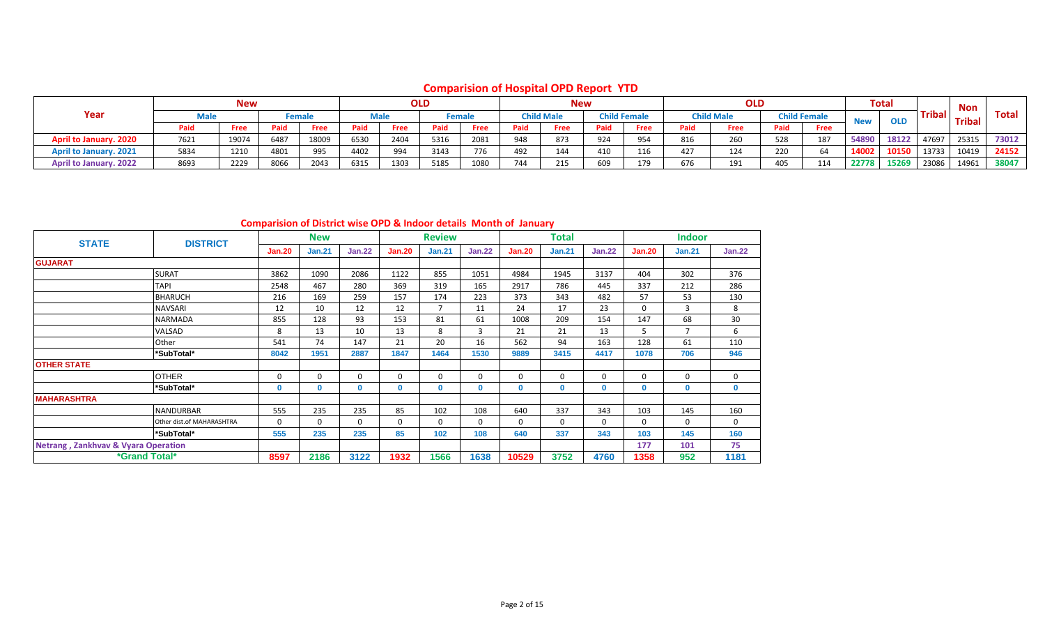## Comparision of Hospital OPD Report YTD

| Year | New | | | | OLD | | | | New | | | | OLD | | | | Total | | Tribal | Non Tribal | Total |
|---|---|---|---|---|---|---|---|---|---|---|---|---|---|---|---|---|---|---|---|---|---|
| | Male | | Female | | Male | | Female | | Child Male | | Child Female | | Child Male | | Child Female | | New | OLD | | | |
| | Paid | Free | Paid | Free | Paid | Free | Paid | Free | Paid | Free | Paid | Free | Paid | Free | Paid | Free | | | | | |
| April to January. 2020 | 7621 | 19074 | 6487 | 18009 | 6530 | 2404 | 5316 | 2081 | 948 | 873 | 924 | 954 | 816 | 260 | 528 | 187 | 54890 | 18122 | 47697 | 25315 | 73012 |
| April to January. 2021 | 5834 | 1210 | 4801 | 995 | 4402 | 994 | 3143 | 776 | 492 | 144 | 410 | 116 | 427 | 124 | 220 | 64 | 14002 | 10150 | 13733 | 10419 | 24152 |
| April to January. 2022 | 8693 | 2229 | 8066 | 2043 | 6315 | 1303 | 5185 | 1080 | 744 | 215 | 609 | 179 | 676 | 191 | 405 | 114 | 22778 | 15269 | 23086 | 14961 | 38047 |

## Comparision of District wise OPD & Indoor details Month of January

| STATE | DISTRICT | New | | | Review | | | Total | | | Indoor | | |
|---|---|---|---|---|---|---|---|---|---|---|---|---|---|
| | | Jan.20 | Jan.21 | Jan.22 | Jan.20 | Jan.21 | Jan.22 | Jan.20 | Jan.21 | Jan.22 | Jan.20 | Jan.21 | Jan.22 |
| GUJARAT | | | | | | | | | | | | | |
| | SURAT | 3862 | 1090 | 2086 | 1122 | 855 | 1051 | 4984 | 1945 | 3137 | 404 | 302 | 376 |
| | TAPI | 2548 | 467 | 280 | 369 | 319 | 165 | 2917 | 786 | 445 | 337 | 212 | 286 |
| | BHARUCH | 216 | 169 | 259 | 157 | 174 | 223 | 373 | 343 | 482 | 57 | 53 | 130 |
| | NAVSARI | 12 | 10 | 12 | 12 | 7 | 11 | 24 | 17 | 23 | 0 | 3 | 8 |
| | NARMADA | 855 | 128 | 93 | 153 | 81 | 61 | 1008 | 209 | 154 | 147 | 68 | 30 |
| | VALSAD | 8 | 13 | 10 | 13 | 8 | 3 | 21 | 21 | 13 | 5 | 7 | 6 |
| | Other | 541 | 74 | 147 | 21 | 20 | 16 | 562 | 94 | 163 | 128 | 61 | 110 |
| | *SubTotal* | 8042 | 1951 | 2887 | 1847 | 1464 | 1530 | 9889 | 3415 | 4417 | 1078 | 706 | 946 |
| OTHER STATE | | | | | | | | | | | | | |
| | OTHER | 0 | 0 | 0 | 0 | 0 | 0 | 0 | 0 | 0 | 0 | 0 | 0 |
| | *SubTotal* | 0 | 0 | 0 | 0 | 0 | 0 | 0 | 0 | 0 | 0 | 0 | 0 |
| MAHARASHTRA | | | | | | | | | | | | | |
| | NANDURBAR | 555 | 235 | 235 | 85 | 102 | 108 | 640 | 337 | 343 | 103 | 145 | 160 |
| | Other dist.of MAHARASHTRA | 0 | 0 | 0 | 0 | 0 | 0 | 0 | 0 | 0 | 0 | 0 | 0 |
| | *SubTotal* | 555 | 235 | 235 | 85 | 102 | 108 | 640 | 337 | 343 | 103 | 145 | 160 |
| Netrang , Zankhvav & Vyara Operation | | | | | | | | | | | 177 | 101 | 75 |
| *Grand Total* | | 8597 | 2186 | 3122 | 1932 | 1566 | 1638 | 10529 | 3752 | 4760 | 1358 | 952 | 1181 |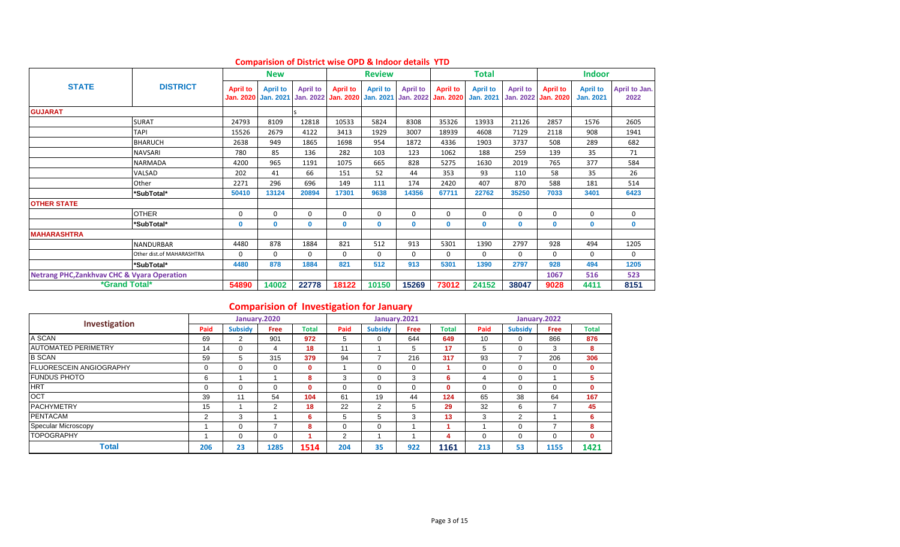## Comparision of District wise OPD & Indoor details YTD

| STATE | DISTRICT | New | | | Review | | | Total | | | Indoor | | |
|---|---|---|---|---|---|---|---|---|---|---|---|---|---|
| | | April to Jan. 2020 | April to Jan. 2021 | April to Jan. 2022 | April to Jan. 2020 | April to Jan. 2021 | April to Jan. 2022 | April to Jan. 2020 | April to Jan. 2021 | April to Jan. 2022 | April to Jan. 2020 | April to Jan. 2021 | April to Jan. 2022 |
| **GUJARAT** | | | | s | | | | | | | | | |
| | SURAT | 24793 | 8109 | 12818 | 10533 | 5824 | 8308 | 35326 | 13933 | 21126 | 2857 | 1576 | 2605 |
| | TAPI | 15526 | 2679 | 4122 | 3413 | 1929 | 3007 | 18939 | 4608 | 7129 | 2118 | 908 | 1941 |
| | BHARUCH | 2638 | 949 | 1865 | 1698 | 954 | 1872 | 4336 | 1903 | 3737 | 508 | 289 | 682 |
| | NAVSARI | 780 | 85 | 136 | 282 | 103 | 123 | 1062 | 188 | 259 | 139 | 35 | 71 |
| | NARMADA | 4200 | 965 | 1191 | 1075 | 665 | 828 | 5275 | 1630 | 2019 | 765 | 377 | 584 |
| | VALSAD | 202 | 41 | 66 | 151 | 52 | 44 | 353 | 93 | 110 | 58 | 35 | 26 |
| | Other | 2271 | 296 | 696 | 149 | 111 | 174 | 2420 | 407 | 870 | 588 | 181 | 514 |
| | *SubTotal* | 50410 | 13124 | 20894 | 17301 | 9638 | 14356 | 67711 | 22762 | 35250 | 7033 | 3401 | 6423 |
| **OTHER STATE** | | | | | | | | | | | | | |
| | OTHER | 0 | 0 | 0 | 0 | 0 | 0 | 0 | 0 | 0 | 0 | 0 | 0 |
| | *SubTotal* | 0 | 0 | 0 | 0 | 0 | 0 | 0 | 0 | 0 | 0 | 0 | 0 |
| **MAHARASHTRA** | | | | | | | | | | | | | |
| | NANDURBAR | 4480 | 878 | 1884 | 821 | 512 | 913 | 5301 | 1390 | 2797 | 928 | 494 | 1205 |
| | Other dist.of MAHARASHTRA | 0 | 0 | 0 | 0 | 0 | 0 | 0 | 0 | 0 | 0 | 0 | 0 |
| | *SubTotal* | 4480 | 878 | 1884 | 821 | 512 | 913 | 5301 | 1390 | 2797 | 928 | 494 | 1205 |
| **Netrang PHC,Zankhvav CHC & Vyara Operation** | | | | | | | | | | | 1067 | 516 | 523 |
| *Grand Total* | | 54890 | 14002 | 22778 | 18122 | 10150 | 15269 | 73012 | 24152 | 38047 | 9028 | 4411 | 8151 |

## Comparision of Investigation for January

| Investigation | January.2020 | | | | January.2021 | | | | January.2022 | | | |
|---|---|---|---|---|---|---|---|---|---|---|---|---|
| | Paid | Subsidy | Free | Total | Paid | Subsidy | Free | Total | Paid | Subsidy | Free | Total |
| A SCAN | 69 | 2 | 901 | 972 | 5 | 0 | 644 | 649 | 10 | 0 | 866 | 876 |
| AUTOMATED PERIMETRY | 14 | 0 | 4 | 18 | 11 | 1 | 5 | 17 | 5 | 0 | 3 | 8 |
| B SCAN | 59 | 5 | 315 | 379 | 94 | 7 | 216 | 317 | 93 | 7 | 206 | 306 |
| FLUORESCEIN ANGIOGRAPHY | 0 | 0 | 0 | 0 | 1 | 0 | 0 | 1 | 0 | 0 | 0 | 0 |
| FUNDUS PHOTO | 6 | 1 | 1 | 8 | 3 | 0 | 3 | 6 | 4 | 0 | 1 | 5 |
| HRT | 0 | 0 | 0 | 0 | 0 | 0 | 0 | 0 | 0 | 0 | 0 | 0 |
| OCT | 39 | 11 | 54 | 104 | 61 | 19 | 44 | 124 | 65 | 38 | 64 | 167 |
| PACHYMETRY | 15 | 1 | 2 | 18 | 22 | 2 | 5 | 29 | 32 | 6 | 7 | 45 |
| PENTACAM | 2 | 3 | 1 | 6 | 5 | 5 | 3 | 13 | 3 | 2 | 1 | 6 |
| Specular Microscopy | 1 | 0 | 7 | 8 | 0 | 0 | 1 | 1 | 1 | 0 | 7 | 8 |
| TOPOGRAPHY | 1 | 0 | 0 | 1 | 2 | 1 | 1 | 4 | 0 | 0 | 0 | 0 |
| **Total** | 206 | 23 | 1285 | 1514 | 204 | 35 | 922 | 1161 | 213 | 53 | 1155 | 1421 |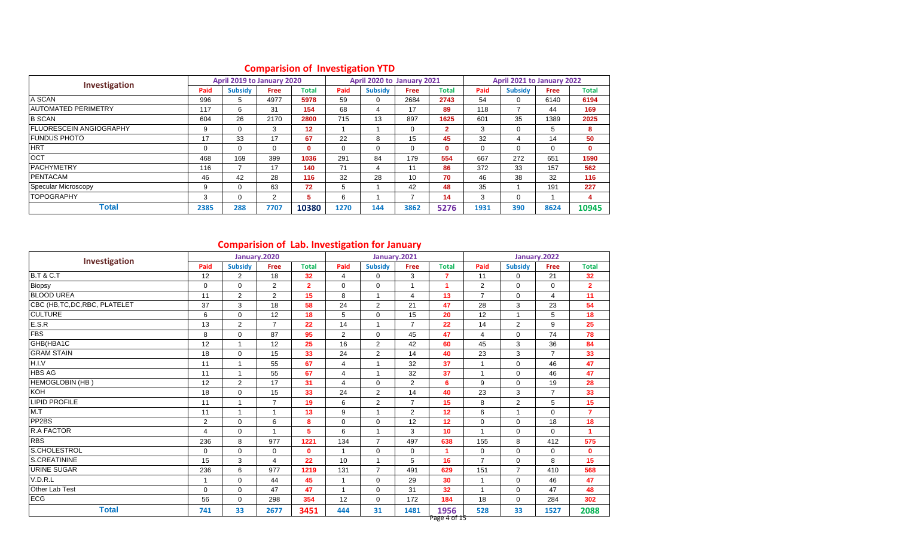## Comparision of Investigation YTD

| Investigation | April 2019 to January 2020 | | | | April 2020 to January 2021 | | | | April 2021 to January 2022 | | | |
|---|---|---|---|---|---|---|---|---|---|---|---|---|
| | Paid | Subsidy | Free | Total | Paid | Subsidy | Free | Total | Paid | Subsidy | Free | Total |
| A SCAN | 996 | 5 | 4977 | 5978 | 59 | 0 | 2684 | 2743 | 54 | 0 | 6140 | 6194 |
| AUTOMATED PERIMETRY | 117 | 6 | 31 | 154 | 68 | 4 | 17 | 89 | 118 | 7 | 44 | 169 |
| B SCAN | 604 | 26 | 2170 | 2800 | 715 | 13 | 897 | 1625 | 601 | 35 | 1389 | 2025 |
| FLUORESCEIN ANGIOGRAPHY | 9 | 0 | 3 | 12 | 1 | 1 | 0 | 2 | 3 | 0 | 5 | 8 |
| FUNDUS PHOTO | 17 | 33 | 17 | 67 | 22 | 8 | 15 | 45 | 32 | 4 | 14 | 50 |
| HRT | 0 | 0 | 0 | 0 | 0 | 0 | 0 | 0 | 0 | 0 | 0 | 0 |
| OCT | 468 | 169 | 399 | 1036 | 291 | 84 | 179 | 554 | 667 | 272 | 651 | 1590 |
| PACHYMETRY | 116 | 7 | 17 | 140 | 71 | 4 | 11 | 86 | 372 | 33 | 157 | 562 |
| PENTACAM | 46 | 42 | 28 | 116 | 32 | 28 | 10 | 70 | 46 | 38 | 32 | 116 |
| Specular Microscopy | 9 | 0 | 63 | 72 | 5 | 1 | 42 | 48 | 35 | 1 | 191 | 227 |
| TOPOGRAPHY | 3 | 0 | 2 | 5 | 6 | 1 | 7 | 14 | 3 | 0 | 1 | 4 |
| **Total** | **2385** | **288** | **7707** | **10380** | **1270** | **144** | **3862** | **5276** | **1931** | **390** | **8624** | **10945** |

## Comparision of Lab. Investigation for January

| Investigation | January.2020 | | | | January.2021 | | | | January.2022 | | | |
|---|---|---|---|---|---|---|---|---|---|---|---|---|
| | Paid | Subsidy | Free | Total | Paid | Subsidy | Free | Total | Paid | Subsidy | Free | Total |
| B.T & C.T | 12 | 2 | 18 | 32 | 4 | 0 | 3 | 7 | 11 | 0 | 21 | 32 |
| Biopsy | 0 | 0 | 2 | 2 | 0 | 0 | 1 | 1 | 2 | 0 | 0 | 2 |
| BLOOD UREA | 11 | 2 | 2 | 15 | 8 | 1 | 4 | 13 | 7 | 0 | 4 | 11 |
| CBC (HB,TC,DC,RBC, PLATELET | 37 | 3 | 18 | 58 | 24 | 2 | 21 | 47 | 28 | 3 | 23 | 54 |
| CULTURE | 6 | 0 | 12 | 18 | 5 | 0 | 15 | 20 | 12 | 1 | 5 | 18 |
| E.S.R | 13 | 2 | 7 | 22 | 14 | 1 | 7 | 22 | 14 | 2 | 9 | 25 |
| FBS | 8 | 0 | 87 | 95 | 2 | 0 | 45 | 47 | 4 | 0 | 74 | 78 |
| GHB(HBA1C | 12 | 1 | 12 | 25 | 16 | 2 | 42 | 60 | 45 | 3 | 36 | 84 |
| GRAM STAIN | 18 | 0 | 15 | 33 | 24 | 2 | 14 | 40 | 23 | 3 | 7 | 33 |
| H.I.V | 11 | 1 | 55 | 67 | 4 | 1 | 32 | 37 | 1 | 0 | 46 | 47 |
| HBS AG | 11 | 1 | 55 | 67 | 4 | 1 | 32 | 37 | 1 | 0 | 46 | 47 |
| HEMOGLOBIN (HB ) | 12 | 2 | 17 | 31 | 4 | 0 | 2 | 6 | 9 | 0 | 19 | 28 |
| KOH | 18 | 0 | 15 | 33 | 24 | 2 | 14 | 40 | 23 | 3 | 7 | 33 |
| LIPID PROFILE | 11 | 1 | 7 | 19 | 6 | 2 | 7 | 15 | 8 | 2 | 5 | 15 |
| M.T | 11 | 1 | 1 | 13 | 9 | 1 | 2 | 12 | 6 | 1 | 0 | 7 |
| PP2BS | 2 | 0 | 6 | 8 | 0 | 0 | 12 | 12 | 0 | 0 | 18 | 18 |
| R.A FACTOR | 4 | 0 | 1 | 5 | 6 | 1 | 3 | 10 | 1 | 0 | 0 | 1 |
| RBS | 236 | 8 | 977 | 1221 | 134 | 7 | 497 | 638 | 155 | 8 | 412 | 575 |
| S.CHOLESTROL | 0 | 0 | 0 | 0 | 1 | 0 | 0 | 1 | 0 | 0 | 0 | 0 |
| S.CREATININE | 15 | 3 | 4 | 22 | 10 | 1 | 5 | 16 | 7 | 0 | 8 | 15 |
| URINE SUGAR | 236 | 6 | 977 | 1219 | 131 | 7 | 491 | 629 | 151 | 7 | 410 | 568 |
| V.D.R.L | 1 | 0 | 44 | 45 | 1 | 0 | 29 | 30 | 1 | 0 | 46 | 47 |
| Other Lab Test | 0 | 0 | 47 | 47 | 1 | 0 | 31 | 32 | 1 | 0 | 47 | 48 |
| ECG | 56 | 0 | 298 | 354 | 12 | 0 | 172 | 184 | 18 | 0 | 284 | 302 |
| **Total** | **741** | **33** | **2677** | **3451** | **444** | **31** | **1481** | **1956** | **528** | **33** | **1527** | **2088** |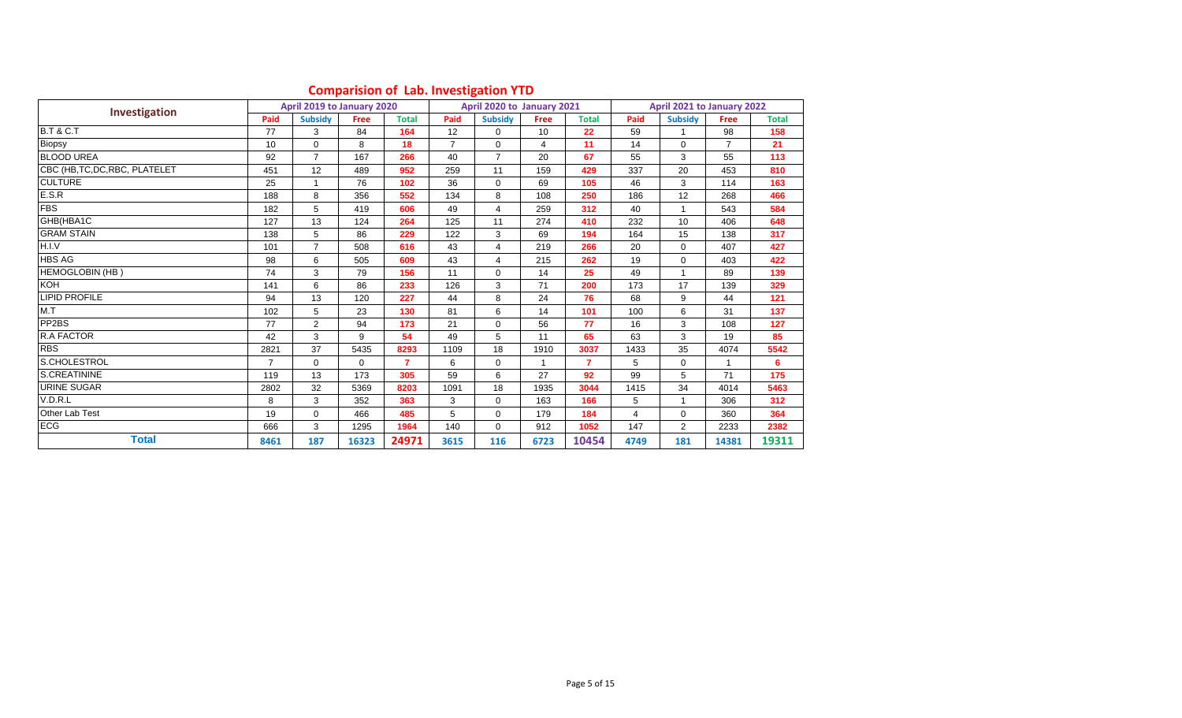# Comparision of Lab. Investigation YTD

| Investigation | April 2019 to January 2020 | | | | April 2020 to January 2021 | | | | April 2021 to January 2022 | | | |
|---|---|---|---|---|---|---|---|---|---|---|---|---|
| | Paid | Subsidy | Free | Total | Paid | Subsidy | Free | Total | Paid | Subsidy | Free | Total |
| B.T & C.T | 77 | 3 | 84 | 164 | 12 | 0 | 10 | 22 | 59 | 1 | 98 | 158 |
| Biopsy | 10 | 0 | 8 | 18 | 7 | 0 | 4 | 11 | 14 | 0 | 7 | 21 |
| BLOOD UREA | 92 | 7 | 167 | 266 | 40 | 7 | 20 | 67 | 55 | 3 | 55 | 113 |
| CBC (HB,TC,DC,RBC, PLATELET | 451 | 12 | 489 | 952 | 259 | 11 | 159 | 429 | 337 | 20 | 453 | 810 |
| CULTURE | 25 | 1 | 76 | 102 | 36 | 0 | 69 | 105 | 46 | 3 | 114 | 163 |
| E.S.R | 188 | 8 | 356 | 552 | 134 | 8 | 108 | 250 | 186 | 12 | 268 | 466 |
| FBS | 182 | 5 | 419 | 606 | 49 | 4 | 259 | 312 | 40 | 1 | 543 | 584 |
| GHB(HBA1C | 127 | 13 | 124 | 264 | 125 | 11 | 274 | 410 | 232 | 10 | 406 | 648 |
| GRAM STAIN | 138 | 5 | 86 | 229 | 122 | 3 | 69 | 194 | 164 | 15 | 138 | 317 |
| H.I.V | 101 | 7 | 508 | 616 | 43 | 4 | 219 | 266 | 20 | 0 | 407 | 427 |
| HBS AG | 98 | 6 | 505 | 609 | 43 | 4 | 215 | 262 | 19 | 0 | 403 | 422 |
| HEMOGLOBIN (HB ) | 74 | 3 | 79 | 156 | 11 | 0 | 14 | 25 | 49 | 1 | 89 | 139 |
| KOH | 141 | 6 | 86 | 233 | 126 | 3 | 71 | 200 | 173 | 17 | 139 | 329 |
| LIPID PROFILE | 94 | 13 | 120 | 227 | 44 | 8 | 24 | 76 | 68 | 9 | 44 | 121 |
| M.T | 102 | 5 | 23 | 130 | 81 | 6 | 14 | 101 | 100 | 6 | 31 | 137 |
| PP2BS | 77 | 2 | 94 | 173 | 21 | 0 | 56 | 77 | 16 | 3 | 108 | 127 |
| R.A FACTOR | 42 | 3 | 9 | 54 | 49 | 5 | 11 | 65 | 63 | 3 | 19 | 85 |
| RBS | 2821 | 37 | 5435 | 8293 | 1109 | 18 | 1910 | 3037 | 1433 | 35 | 4074 | 5542 |
| S.CHOLESTROL | 7 | 0 | 0 | 7 | 6 | 0 | 1 | 7 | 5 | 0 | 1 | 6 |
| S.CREATININE | 119 | 13 | 173 | 305 | 59 | 6 | 27 | 92 | 99 | 5 | 71 | 175 |
| URINE SUGAR | 2802 | 32 | 5369 | 8203 | 1091 | 18 | 1935 | 3044 | 1415 | 34 | 4014 | 5463 |
| V.D.R.L | 8 | 3 | 352 | 363 | 3 | 0 | 163 | 166 | 5 | 1 | 306 | 312 |
| Other Lab Test | 19 | 0 | 466 | 485 | 5 | 0 | 179 | 184 | 4 | 0 | 360 | 364 |
| ECG | 666 | 3 | 1295 | 1964 | 140 | 0 | 912 | 1052 | 147 | 2 | 2233 | 2382 |
| **Total** | **8461** | **187** | **16323** | **24971** | **3615** | **116** | **6723** | **10454** | **4749** | **181** | **14381** | **19311** |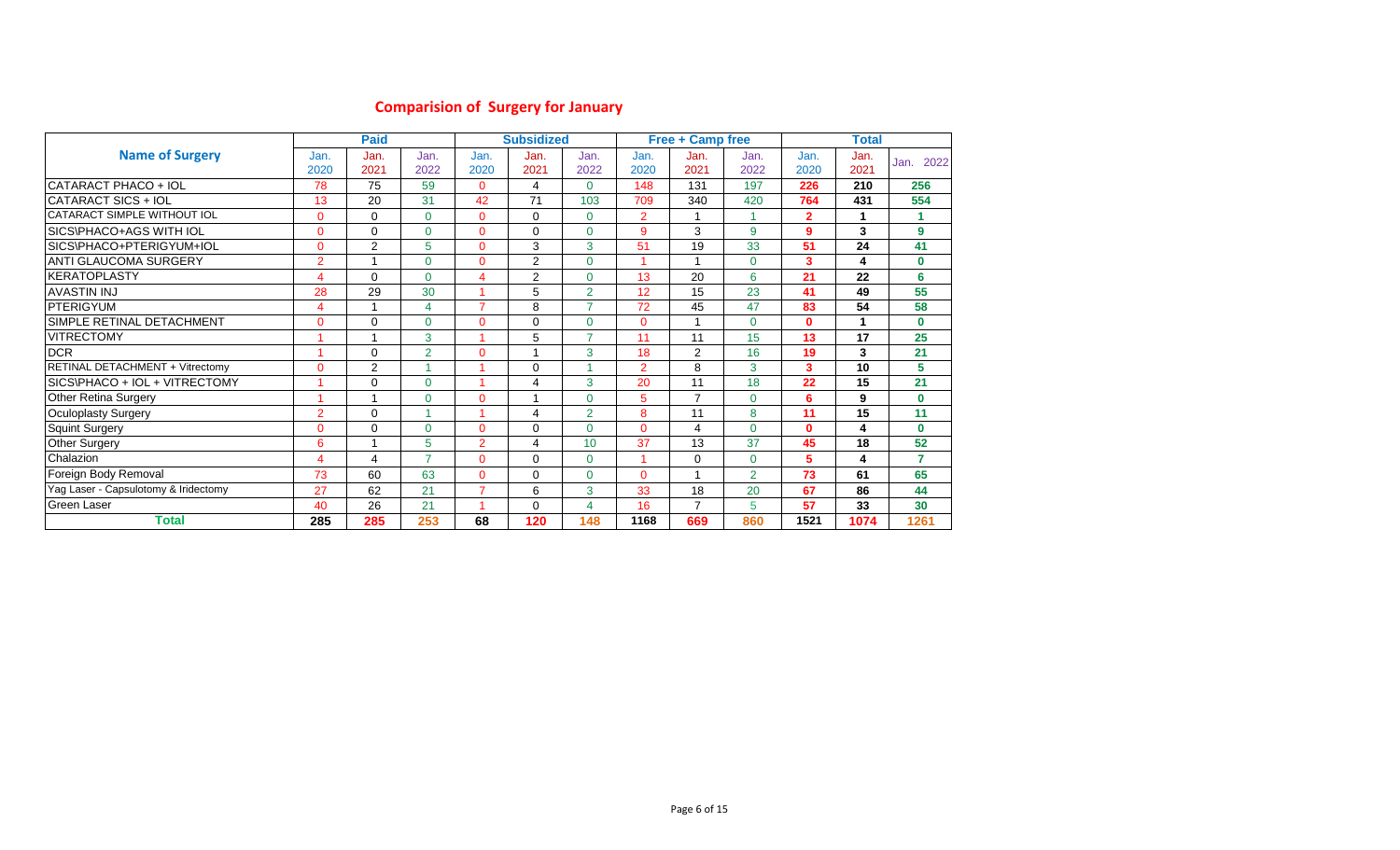## Comparision of Surgery for January

| Name of Surgery | Paid | | | Subsidized | | | Free + Camp free | | | Total | | |
|---|---|---|---|---|---|---|---|---|---|---|---|---|
| | Jan. 2020 | Jan. 2021 | Jan. 2022 | Jan. 2020 | Jan. 2021 | Jan. 2022 | Jan. 2020 | Jan. 2021 | Jan. 2022 | Jan. 2020 | Jan. 2021 | Jan. 2022 |
| CATARACT PHACO + IOL | 78 | 75 | 59 | 0 | 4 | 0 | 148 | 131 | 197 | 226 | 210 | 256 |
| CATARACT SICS + IOL | 13 | 20 | 31 | 42 | 71 | 103 | 709 | 340 | 420 | 764 | 431 | 554 |
| CATARACT SIMPLE WITHOUT IOL | 0 | 0 | 0 | 0 | 0 | 0 | 2 | 1 | 1 | 2 | 1 | 1 |
| SICS\PHACO+AGS WITH IOL | 0 | 0 | 0 | 0 | 0 | 0 | 9 | 3 | 9 | 9 | 3 | 9 |
| SICS\PHACO+PTERIGYUM+IOL | 0 | 2 | 5 | 0 | 3 | 3 | 51 | 19 | 33 | 51 | 24 | 41 |
| ANTI GLAUCOMA SURGERY | 2 | 1 | 0 | 0 | 2 | 0 | 1 | 1 | 0 | 3 | 4 | 0 |
| KERATOPLASTY | 4 | 0 | 0 | 4 | 2 | 0 | 13 | 20 | 6 | 21 | 22 | 6 |
| AVASTIN INJ | 28 | 29 | 30 | 1 | 5 | 2 | 12 | 15 | 23 | 41 | 49 | 55 |
| PTERIGYUM | 4 | 1 | 4 | 7 | 8 | 7 | 72 | 45 | 47 | 83 | 54 | 58 |
| SIMPLE RETINAL DETACHMENT | 0 | 0 | 0 | 0 | 0 | 0 | 0 | 1 | 0 | 0 | 1 | 0 |
| VITRECTOMY | 1 | 1 | 3 | 1 | 5 | 7 | 11 | 11 | 15 | 13 | 17 | 25 |
| DCR | 1 | 0 | 2 | 0 | 1 | 3 | 18 | 2 | 16 | 19 | 3 | 21 |
| RETINAL DETACHMENT + Vitrectomy | 0 | 2 | 1 | 1 | 0 | 1 | 2 | 8 | 3 | 3 | 10 | 5 |
| SICS\PHACO + IOL + VITRECTOMY | 1 | 0 | 0 | 1 | 4 | 3 | 20 | 11 | 18 | 22 | 15 | 21 |
| Other Retina Surgery | 1 | 1 | 0 | 0 | 1 | 0 | 5 | 7 | 0 | 6 | 9 | 0 |
| Oculoplasty Surgery | 2 | 0 | 1 | 1 | 4 | 2 | 8 | 11 | 8 | 11 | 15 | 11 |
| Squint Surgery | 0 | 0 | 0 | 0 | 0 | 0 | 0 | 4 | 0 | 0 | 4 | 0 |
| Other Surgery | 6 | 1 | 5 | 2 | 4 | 10 | 37 | 13 | 37 | 45 | 18 | 52 |
| Chalazion | 4 | 4 | 7 | 0 | 0 | 0 | 1 | 0 | 0 | 5 | 4 | 7 |
| Foreign Body Removal | 73 | 60 | 63 | 0 | 0 | 0 | 0 | 1 | 2 | 73 | 61 | 65 |
| Yag Laser - Capsulotomy & Iridectomy | 27 | 62 | 21 | 7 | 6 | 3 | 33 | 18 | 20 | 67 | 86 | 44 |
| Green Laser | 40 | 26 | 21 | 1 | 0 | 4 | 16 | 7 | 5 | 57 | 33 | 30 |
| **Total** | **285** | **285** | **253** | **68** | **120** | **148** | **1168** | **669** | **860** | **1521** | **1074** | **1261** |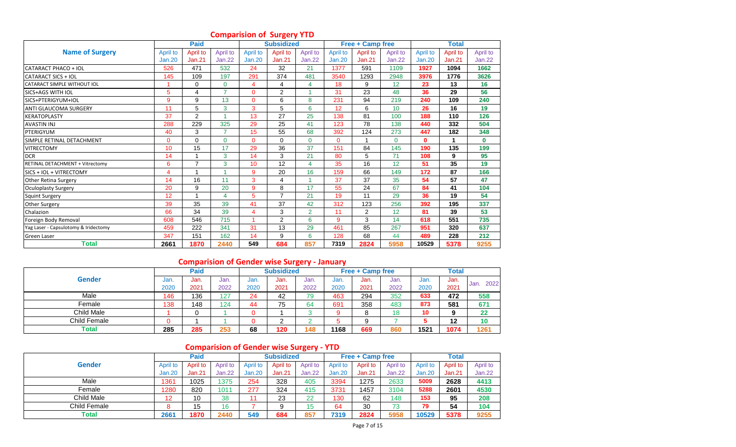## Comparision of Surgery YTD

| Name of Surgery | Paid | | | Subsidized | | | Free + Camp free | | | Total | | |
|---|---|---|---|---|---|---|---|---|---|---|---|---|
| | April to Jan.20 | April to Jan.21 | April to Jan.22 | April to Jan.20 | April to Jan.21 | April to Jan.22 | April to Jan.20 | April to Jan.21 | April to Jan.22 | April to Jan.20 | April to Jan.21 | April to Jan.22 |
| CATARACT PHACO + IOL | 526 | 471 | 532 | 24 | 32 | 21 | 1377 | 591 | 1109 | 1927 | 1094 | 1662 |
| CATARACT SICS + IOL | 145 | 109 | 197 | 291 | 374 | 481 | 3540 | 1293 | 2948 | 3976 | 1776 | 3626 |
| CATARACT SIMPLE WITHOUT IOL | 1 | 0 | 0 | 4 | 4 | 4 | 18 | 9 | 12 | 23 | 13 | 16 |
| SICS+AGS WITH IOL | 5 | 4 | 7 | 0 | 2 | 1 | 31 | 23 | 48 | 36 | 29 | 56 |
| SICS+PTERIGYUM+IOL | 9 | 9 | 13 | 0 | 6 | 8 | 231 | 94 | 219 | 240 | 109 | 240 |
| ANTI GLAUCOMA SURGERY | 11 | 5 | 3 | 3 | 5 | 6 | 12 | 6 | 10 | 26 | 16 | 19 |
| KERATOPLASTY | 37 | 2 | 1 | 13 | 27 | 25 | 138 | 81 | 100 | 188 | 110 | 126 |
| AVASTIN INJ | 288 | 229 | 325 | 29 | 25 | 41 | 123 | 78 | 138 | 440 | 332 | 504 |
| PTERIGYUM | 40 | 3 | 7 | 15 | 55 | 68 | 392 | 124 | 273 | 447 | 182 | 348 |
| SIMPLE RETINAL DETACHMENT | 0 | 0 | 0 | 0 | 0 | 0 | 0 | 1 | 0 | 0 | 1 | 0 |
| VITRECTOMY | 10 | 15 | 17 | 29 | 36 | 37 | 151 | 84 | 145 | 190 | 135 | 199 |
| DCR | 14 | 1 | 3 | 14 | 3 | 21 | 80 | 5 | 71 | 108 | 9 | 95 |
| RETINAL DETACHMENT + Vitrectomy | 6 | 7 | 3 | 10 | 12 | 4 | 35 | 16 | 12 | 51 | 35 | 19 |
| SICS + IOL + VITRECTOMY | 4 | 1 | 1 | 9 | 20 | 16 | 159 | 66 | 149 | 172 | 87 | 166 |
| Other Retina Surgery | 14 | 16 | 11 | 3 | 4 | 1 | 37 | 37 | 35 | 54 | 57 | 47 |
| Oculoplasty Surgery | 20 | 9 | 20 | 9 | 8 | 17 | 55 | 24 | 67 | 84 | 41 | 104 |
| Squint Surgery | 12 | 1 | 4 | 5 | 7 | 21 | 19 | 11 | 29 | 36 | 19 | 54 |
| Other Surgery | 39 | 35 | 39 | 41 | 37 | 42 | 312 | 123 | 256 | 392 | 195 | 337 |
| Chalazion | 66 | 34 | 39 | 4 | 3 | 2 | 11 | 2 | 12 | 81 | 39 | 53 |
| Foreign Body Removal | 608 | 546 | 715 | 1 | 2 | 6 | 9 | 3 | 14 | 618 | 551 | 735 |
| Yag Laser - Capsulotomy & Iridectomy | 459 | 222 | 341 | 31 | 13 | 29 | 461 | 85 | 267 | 951 | 320 | 637 |
| Green Laser | 347 | 151 | 162 | 14 | 9 | 6 | 128 | 68 | 44 | 489 | 228 | 212 |
| **Total** | **2661** | **1870** | **2440** | **549** | **684** | **857** | **7319** | **2824** | **5958** | **10529** | **5378** | **9255** |

## Comparision of Gender wise Surgery - January

| Gender | Paid | | | Subsidized | | | Free + Camp free | | | Total | | |
|---|---|---|---|---|---|---|---|---|---|---|---|---|
| | Jan. 2020 | Jan. 2021 | Jan. 2022 | Jan. 2020 | Jan. 2021 | Jan. 2022 | Jan. 2020 | Jan. 2021 | Jan. 2022 | Jan. 2020 | Jan. 2021 | Jan. 2022 |
| Male | 146 | 136 | 127 | 24 | 42 | 79 | 463 | 294 | 352 | 633 | 472 | 558 |
| Female | 138 | 148 | 124 | 44 | 75 | 64 | 691 | 358 | 483 | 873 | 581 | 671 |
| Child Male | 1 | 0 | 1 | 0 | 1 | 3 | 9 | 8 | 18 | 10 | 9 | 22 |
| Child Female | 0 | 1 | 1 | 0 | 2 | 2 | 5 | 9 | 7 | 5 | 12 | 10 |
| **Total** | **285** | **285** | **253** | **68** | **120** | **148** | **1168** | **669** | **860** | **1521** | **1074** | **1261** |

## Comparision of Gender wise Surgery - YTD

| Gender | Paid | | | Subsidized | | | Free + Camp free | | | Total | | |
|---|---|---|---|---|---|---|---|---|---|---|---|---|
| | April to Jan.20 | April to Jan.21 | April to Jan.22 | April to Jan.20 | April to Jan.21 | April to Jan.22 | April to Jan.20 | April to Jan.21 | April to Jan.22 | April to Jan.20 | April to Jan.21 | April to Jan.22 |
| Male | 1361 | 1025 | 1375 | 254 | 328 | 405 | 3394 | 1275 | 2633 | 5009 | 2628 | 4413 |
| Female | 1280 | 820 | 1011 | 277 | 324 | 415 | 3731 | 1457 | 3104 | 5288 | 2601 | 4530 |
| Child Male | 12 | 10 | 38 | 11 | 23 | 22 | 130 | 62 | 148 | 153 | 95 | 208 |
| Child Female | 8 | 15 | 16 | 7 | 9 | 15 | 64 | 30 | 73 | 79 | 54 | 104 |
| **Total** | **2661** | **1870** | **2440** | **549** | **684** | **857** | **7319** | **2824** | **5958** | **10529** | **5378** | **9255** |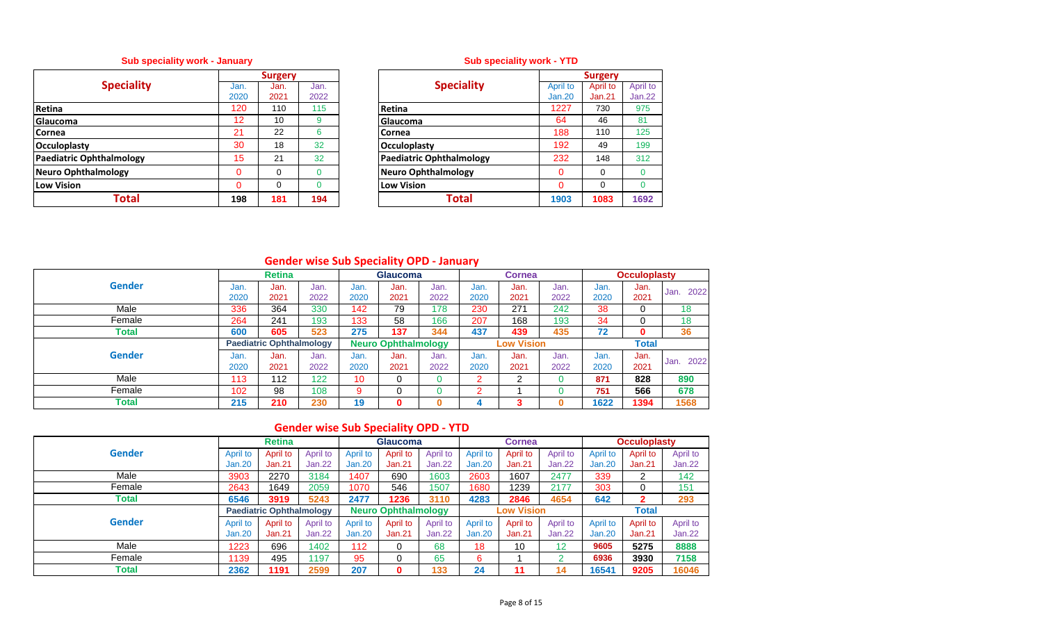**Sub speciality work - January**

| Speciality | Surgery | | |
|---|---|---|---|
| | Jan. 2020 | Jan. 2021 | Jan. 2022 |
| Retina | 120 | 110 | 115 |
| Glaucoma | 12 | 10 | 9 |
| Cornea | 21 | 22 | 6 |
| Occuloplasty | 30 | 18 | 32 |
| Paediatric Ophthalmology | 15 | 21 | 32 |
| Neuro Ophthalmology | 0 | 0 | 0 |
| Low Vision | 0 | 0 | 0 |
| **Total** | **198** | **181** | **194** |

**Sub speciality work - YTD**

| Speciality | Surgery | | |
|---|---|---|---|
| | April to Jan.20 | April to Jan.21 | April to Jan.22 |
| Retina | 1227 | 730 | 975 |
| Glaucoma | 64 | 46 | 81 |
| Cornea | 188 | 110 | 125 |
| Occuloplasty | 192 | 49 | 199 |
| Paediatric Ophthalmology | 232 | 148 | 312 |
| Neuro Ophthalmology | 0 | 0 | 0 |
| Low Vision | 0 | 0 | 0 |
| **Total** | **1903** | **1083** | **1692** |

## Gender wise Sub Speciality OPD - January

| Gender | Retina | | | Glaucoma | | | Cornea | | | Occuloplasty | | |
|---|---|---|---|---|---|---|---|---|---|---|---|---|
| | Jan. 2020 | Jan. 2021 | Jan. 2022 | Jan. 2020 | Jan. 2021 | Jan. 2022 | Jan. 2020 | Jan. 2021 | Jan. 2022 | Jan. 2020 | Jan. 2021 | Jan. 2022 |
| Male | 336 | 364 | 330 | 142 | 79 | 178 | 230 | 271 | 242 | 38 | 0 | 18 |
| Female | 264 | 241 | 193 | 133 | 58 | 166 | 207 | 168 | 193 | 34 | 0 | 18 |
| **Total** | **600** | **605** | **523** | **275** | **137** | **344** | **437** | **439** | **435** | **72** | **0** | **36** |
| **Gender** | **Paediatric Ophthalmology** | | | **Neuro Ophthalmology** | | | **Low Vision** | | | **Total** | | |
| | Jan. 2020 | Jan. 2021 | Jan. 2022 | Jan. 2020 | Jan. 2021 | Jan. 2022 | Jan. 2020 | Jan. 2021 | Jan. 2022 | Jan. 2020 | Jan. 2021 | Jan. 2022 |
| Male | 113 | 112 | 122 | 10 | 0 | 0 | 2 | 2 | 0 | 871 | 828 | 890 |
| Female | 102 | 98 | 108 | 9 | 0 | 0 | 2 | 1 | 0 | 751 | 566 | 678 |
| **Total** | **215** | **210** | **230** | **19** | **0** | **0** | **4** | **3** | **0** | **1622** | **1394** | **1568** |

## Gender wise Sub Speciality OPD - YTD

| Gender | Retina | | | Glaucoma | | | Cornea | | | Occuloplasty | | |
|---|---|---|---|---|---|---|---|---|---|---|---|---|
| | April to Jan.20 | April to Jan.21 | April to Jan.22 | April to Jan.20 | April to Jan.21 | April to Jan.22 | April to Jan.20 | April to Jan.21 | April to Jan.22 | April to Jan.20 | April to Jan.21 | April to Jan.22 |
| Male | 3903 | 2270 | 3184 | 1407 | 690 | 1603 | 2603 | 1607 | 2477 | 339 | 2 | 142 |
| Female | 2643 | 1649 | 2059 | 1070 | 546 | 1507 | 1680 | 1239 | 2177 | 303 | 0 | 151 |
| **Total** | **6546** | **3919** | **5243** | **2477** | **1236** | **3110** | **4283** | **2846** | **4654** | **642** | **2** | **293** |
| **Gender** | **Paediatric Ophthalmology** | | | **Neuro Ophthalmology** | | | **Low Vision** | | | **Total** | | |
| | April to Jan.20 | April to Jan.21 | April to Jan.22 | April to Jan.20 | April to Jan.21 | April to Jan.22 | April to Jan.20 | April to Jan.21 | April to Jan.22 | April to Jan.20 | April to Jan.21 | April to Jan.22 |
| Male | 1223 | 696 | 1402 | 112 | 0 | 68 | 18 | 10 | 12 | 9605 | 5275 | 8888 |
| Female | 1139 | 495 | 1197 | 95 | 0 | 65 | 6 | 1 | 2 | 6936 | 3930 | 7158 |
| **Total** | **2362** | **1191** | **2599** | **207** | **0** | **133** | **24** | **11** | **14** | **16541** | **9205** | **16046** |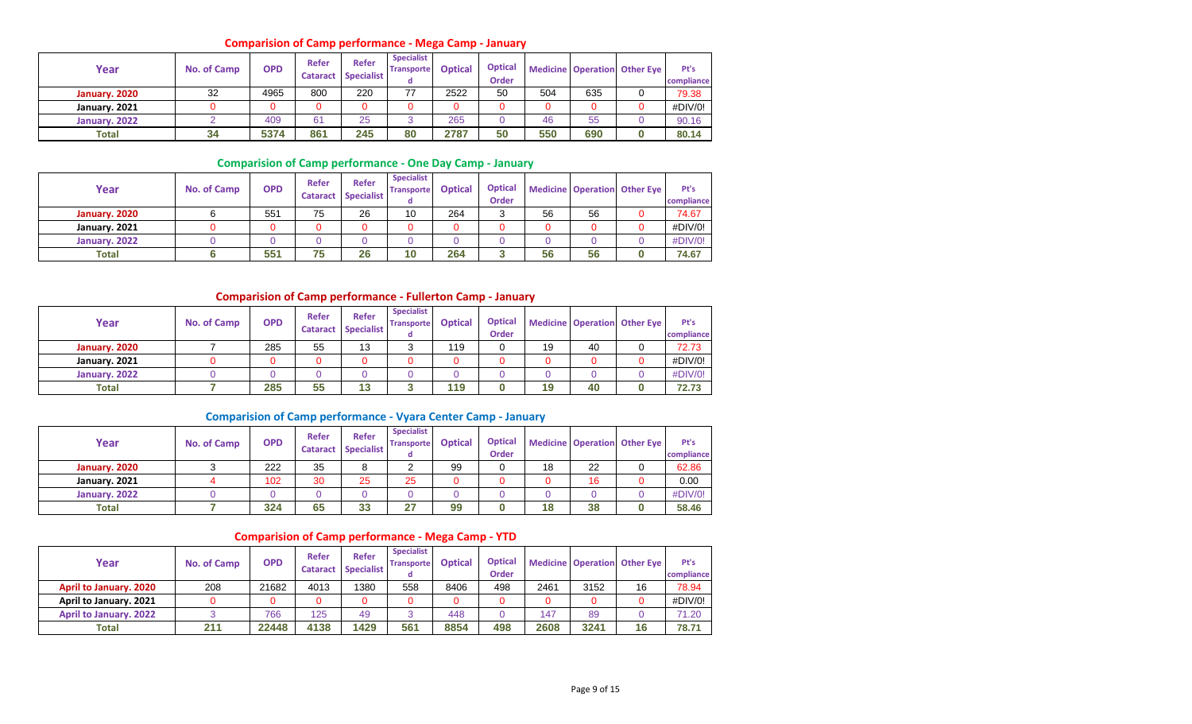## Comparision of Camp performance - Mega Camp - January

| Year | No. of Camp | OPD | Refer Cataract | Refer Specialist | Specialist Transported | Optical | Optical Order | Medicine | Operation | Other Eye | Pt's compliance |
|---|---|---|---|---|---|---|---|---|---|---|---|
| January. 2020 | 32 | 4965 | 800 | 220 | 77 | 2522 | 50 | 504 | 635 | 0 | 79.38 |
| January. 2021 | 0 | 0 | 0 | 0 | 0 | 0 | 0 | 0 | 0 | 0 | #DIV/0! |
| January. 2022 | 2 | 409 | 61 | 25 | 3 | 265 | 0 | 46 | 55 | 0 | 90.16 |
| Total | 34 | 5374 | 861 | 245 | 80 | 2787 | 50 | 550 | 690 | 0 | 80.14 |

## Comparision of Camp performance - One Day Camp - January

| Year | No. of Camp | OPD | Refer Cataract | Refer Specialist | Specialist Transported | Optical | Optical Order | Medicine | Operation | Other Eye | Pt's compliance |
|---|---|---|---|---|---|---|---|---|---|---|---|
| January. 2020 | 6 | 551 | 75 | 26 | 10 | 264 | 3 | 56 | 56 | 0 | 74.67 |
| January. 2021 | 0 | 0 | 0 | 0 | 0 | 0 | 0 | 0 | 0 | 0 | #DIV/0! |
| January. 2022 | 0 | 0 | 0 | 0 | 0 | 0 | 0 | 0 | 0 | 0 | #DIV/0! |
| Total | 6 | 551 | 75 | 26 | 10 | 264 | 3 | 56 | 56 | 0 | 74.67 |

## Comparision of Camp performance - Fullerton Camp - January

| Year | No. of Camp | OPD | Refer Cataract | Refer Specialist | Specialist Transported | Optical | Optical Order | Medicine | Operation | Other Eye | Pt's compliance |
|---|---|---|---|---|---|---|---|---|---|---|---|
| January. 2020 | 7 | 285 | 55 | 13 | 3 | 119 | 0 | 19 | 40 | 0 | 72.73 |
| January. 2021 | 0 | 0 | 0 | 0 | 0 | 0 | 0 | 0 | 0 | 0 | #DIV/0! |
| January. 2022 | 0 | 0 | 0 | 0 | 0 | 0 | 0 | 0 | 0 | 0 | #DIV/0! |
| Total | 7 | 285 | 55 | 13 | 3 | 119 | 0 | 19 | 40 | 0 | 72.73 |

## Comparision of Camp performance - Vyara Center Camp - January

| Year | No. of Camp | OPD | Refer Cataract | Refer Specialist | Specialist Transported | Optical | Optical Order | Medicine | Operation | Other Eye | Pt's compliance |
|---|---|---|---|---|---|---|---|---|---|---|---|
| January. 2020 | 3 | 222 | 35 | 8 | 2 | 99 | 0 | 18 | 22 | 0 | 62.86 |
| January. 2021 | 4 | 102 | 30 | 25 | 25 | 0 | 0 | 0 | 16 | 0 | 0.00 |
| January. 2022 | 0 | 0 | 0 | 0 | 0 | 0 | 0 | 0 | 0 | 0 | #DIV/0! |
| Total | 7 | 324 | 65 | 33 | 27 | 99 | 0 | 18 | 38 | 0 | 58.46 |

## Comparision of Camp performance - Mega Camp - YTD

| Year | No. of Camp | OPD | Refer Cataract | Refer Specialist | Specialist Transported | Optical | Optical Order | Medicine | Operation | Other Eye | Pt's compliance |
|---|---|---|---|---|---|---|---|---|---|---|---|
| April to January. 2020 | 208 | 21682 | 4013 | 1380 | 558 | 8406 | 498 | 2461 | 3152 | 16 | 78.94 |
| April to January. 2021 | 0 | 0 | 0 | 0 | 0 | 0 | 0 | 0 | 0 | 0 | #DIV/0! |
| April to January. 2022 | 3 | 766 | 125 | 49 | 3 | 448 | 0 | 147 | 89 | 0 | 71.20 |
| Total | 211 | 22448 | 4138 | 1429 | 561 | 8854 | 498 | 2608 | 3241 | 16 | 78.71 |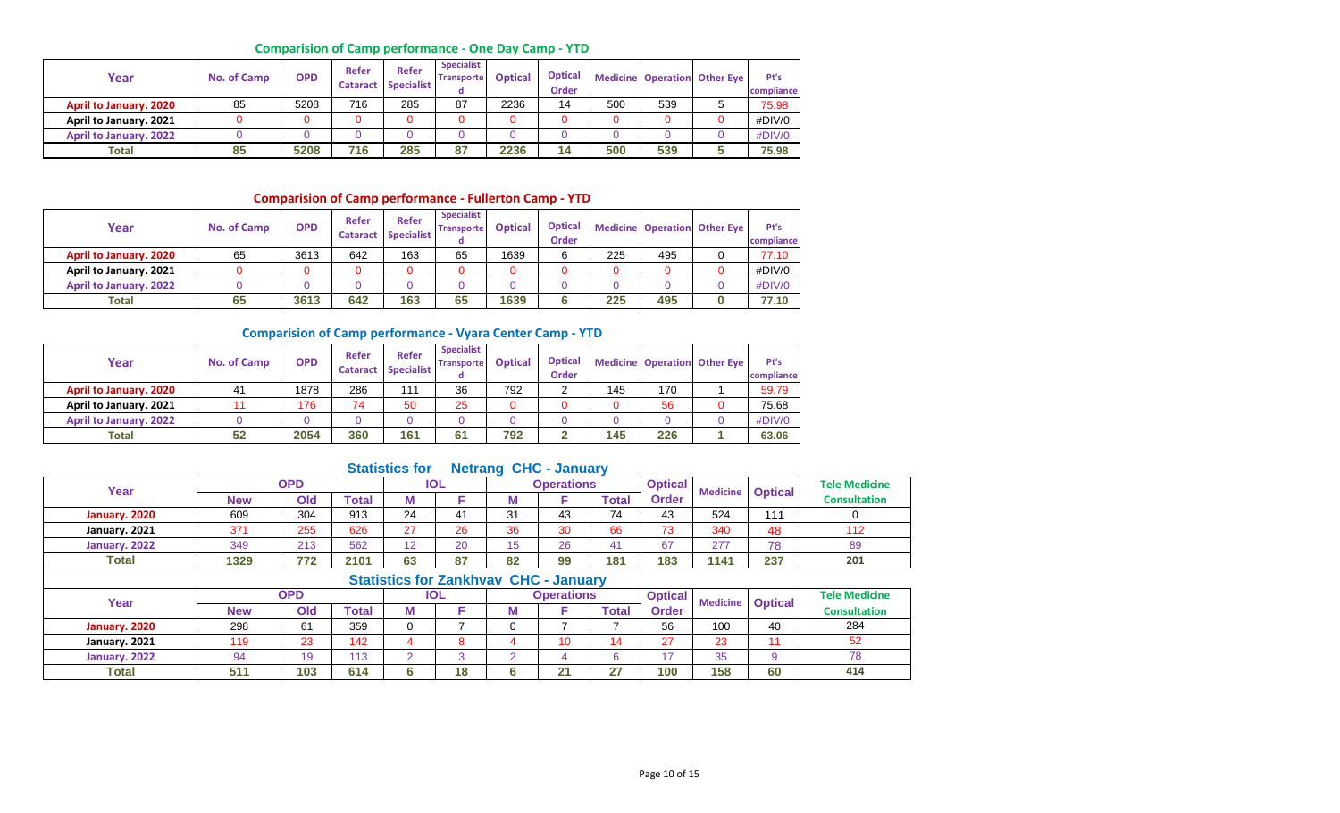## Comparision of Camp performance - One Day Camp - YTD

| Year | No. of Camp | OPD | Refer Cataract | Refer Specialist | Specialist Transported | Optical | Optical Order | Medicine | Operation | Other Eye | Pt's compliance |
|---|---|---|---|---|---|---|---|---|---|---|---|
| April to January. 2020 | 85 | 5208 | 716 | 285 | 87 | 2236 | 14 | 500 | 539 | 5 | 75.98 |
| April to January. 2021 | 0 | 0 | 0 | 0 | 0 | 0 | 0 | 0 | 0 | 0 | #DIV/0! |
| April to January. 2022 | 0 | 0 | 0 | 0 | 0 | 0 | 0 | 0 | 0 | 0 | #DIV/0! |
| **Total** | **85** | **5208** | **716** | **285** | **87** | **2236** | **14** | **500** | **539** | **5** | **75.98** |

## Comparision of Camp performance - Fullerton Camp - YTD

| Year | No. of Camp | OPD | Refer Cataract | Refer Specialist | Specialist Transported | Optical | Optical Order | Medicine | Operation | Other Eye | Pt's compliance |
|---|---|---|---|---|---|---|---|---|---|---|---|
| April to January. 2020 | 65 | 3613 | 642 | 163 | 65 | 1639 | 6 | 225 | 495 | 0 | 77.10 |
| April to January. 2021 | 0 | 0 | 0 | 0 | 0 | 0 | 0 | 0 | 0 | 0 | #DIV/0! |
| April to January. 2022 | 0 | 0 | 0 | 0 | 0 | 0 | 0 | 0 | 0 | 0 | #DIV/0! |
| **Total** | **65** | **3613** | **642** | **163** | **65** | **1639** | **6** | **225** | **495** | **0** | **77.10** |

## Comparision of Camp performance - Vyara Center Camp - YTD

| Year | No. of Camp | OPD | Refer Cataract | Refer Specialist | Specialist Transported | Optical | Optical Order | Medicine | Operation | Other Eye | Pt's compliance |
|---|---|---|---|---|---|---|---|---|---|---|---|
| April to January. 2020 | 41 | 1878 | 286 | 111 | 36 | 792 | 2 | 145 | 170 | 1 | 59.79 |
| April to January. 2021 | 11 | 176 | 74 | 50 | 25 | 0 | 0 | 0 | 56 | 0 | 75.68 |
| April to January. 2022 | 0 | 0 | 0 | 0 | 0 | 0 | 0 | 0 | 0 | 0 | #DIV/0! |
| **Total** | **52** | **2054** | **360** | **161** | **61** | **792** | **2** | **145** | **226** | **1** | **63.06** |

## Statistics for Netrang CHC - January

| Year | OPD | | | IOL | | Operations | | | Optical Order | Medicine | Optical | Tele Medicine Consultation |
|---|---|---|---|---|---|---|---|---|---|---|---|---|
| | New | Old | Total | M | F | M | F | Total | | | | |
| January. 2020 | 609 | 304 | 913 | 24 | 41 | 31 | 43 | 74 | 43 | 524 | 111 | 0 |
| January. 2021 | 371 | 255 | 626 | 27 | 26 | 36 | 30 | 66 | 73 | 340 | 48 | 112 |
| January. 2022 | 349 | 213 | 562 | 12 | 20 | 15 | 26 | 41 | 67 | 277 | 78 | 89 |
| **Total** | **1329** | **772** | **2101** | **63** | **87** | **82** | **99** | **181** | **183** | **1141** | **237** | **201** |

## Statistics for Zankhvav CHC - January

| Year | OPD | | | IOL | | Operations | | | Optical Order | Medicine | Optical | Tele Medicine Consultation |
|---|---|---|---|---|---|---|---|---|---|---|---|---|
| | New | Old | Total | M | F | M | F | Total | | | | |
| January. 2020 | 298 | 61 | 359 | 0 | 7 | 0 | 7 | 7 | 56 | 100 | 40 | 284 |
| January. 2021 | 119 | 23 | 142 | 4 | 8 | 4 | 10 | 14 | 27 | 23 | 11 | 52 |
| January. 2022 | 94 | 19 | 113 | 2 | 3 | 2 | 4 | 6 | 17 | 35 | 9 | 78 |
| **Total** | **511** | **103** | **614** | **6** | **18** | **6** | **21** | **27** | **100** | **158** | **60** | **414** |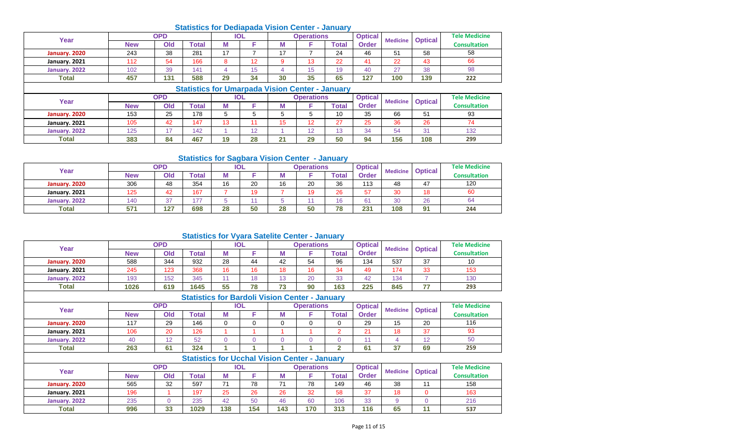## Statistics for Dediapada Vision Center - January

| Year | OPD | | | IOL | | Operations | | | Optical Order | Medicine | Optical | Tele Medicine Consultation |
|---|---|---|---|---|---|---|---|---|---|---|---|---|
| | New | Old | Total | M | F | M | F | Total | | | | |
| January. 2020 | 243 | 38 | 281 | 17 | 7 | 17 | 7 | 24 | 46 | 51 | 58 | 58 |
| January. 2021 | 112 | 54 | 166 | 8 | 12 | 9 | 13 | 22 | 41 | 22 | 43 | 66 |
| January. 2022 | 102 | 39 | 141 | 4 | 15 | 4 | 15 | 19 | 40 | 27 | 38 | 98 |
| Total | 457 | 131 | 588 | 29 | 34 | 30 | 35 | 65 | 127 | 100 | 139 | 222 |

## Statistics for Umarpada Vision Center - January

| Year | OPD | | | IOL | | Operations | | | Optical Order | Medicine | Optical | Tele Medicine Consultation |
|---|---|---|---|---|---|---|---|---|---|---|---|---|
| | New | Old | Total | M | F | M | F | Total | | | | |
| January. 2020 | 153 | 25 | 178 | 5 | 5 | 5 | 5 | 10 | 35 | 66 | 51 | 93 |
| January. 2021 | 105 | 42 | 147 | 13 | 11 | 15 | 12 | 27 | 25 | 36 | 26 | 74 |
| January. 2022 | 125 | 17 | 142 | 1 | 12 | 1 | 12 | 13 | 34 | 54 | 31 | 132 |
| Total | 383 | 84 | 467 | 19 | 28 | 21 | 29 | 50 | 94 | 156 | 108 | 299 |

## Statistics for Sagbara Vision Center - January

| Year | OPD | | | IOL | | Operations | | | Optical Order | Medicine | Optical | Tele Medicine Consultation |
|---|---|---|---|---|---|---|---|---|---|---|---|---|
| | New | Old | Total | M | F | M | F | Total | | | | |
| January. 2020 | 306 | 48 | 354 | 16 | 20 | 16 | 20 | 36 | 113 | 48 | 47 | 120 |
| January. 2021 | 125 | 42 | 167 | 7 | 19 | 7 | 19 | 26 | 57 | 30 | 18 | 60 |
| January. 2022 | 140 | 37 | 177 | 5 | 11 | 5 | 11 | 16 | 61 | 30 | 26 | 64 |
| Total | 571 | 127 | 698 | 28 | 50 | 28 | 50 | 78 | 231 | 108 | 91 | 244 |

## Statistics for Vyara Satelite Center - January

| Year | OPD | | | IOL | | Operations | | | Optical Order | Medicine | Optical | Tele Medicine Consultation |
|---|---|---|---|---|---|---|---|---|---|---|---|---|
| | New | Old | Total | M | F | M | F | Total | | | | |
| January. 2020 | 588 | 344 | 932 | 28 | 44 | 42 | 54 | 96 | 134 | 537 | 37 | 10 |
| January. 2021 | 245 | 123 | 368 | 16 | 16 | 18 | 16 | 34 | 49 | 174 | 33 | 153 |
| January. 2022 | 193 | 152 | 345 | 11 | 18 | 13 | 20 | 33 | 42 | 134 | 7 | 130 |
| Total | 1026 | 619 | 1645 | 55 | 78 | 73 | 90 | 163 | 225 | 845 | 77 | 293 |

## Statistics for Bardoli Vision Center - January

| Year | OPD | | | IOL | | Operations | | | Optical Order | Medicine | Optical | Tele Medicine Consultation |
|---|---|---|---|---|---|---|---|---|---|---|---|---|
| | New | Old | Total | M | F | M | F | Total | | | | |
| January. 2020 | 117 | 29 | 146 | 0 | 0 | 0 | 0 | 0 | 29 | 15 | 20 | 116 |
| January. 2021 | 106 | 20 | 126 | 1 | 1 | 1 | 1 | 2 | 21 | 18 | 37 | 93 |
| January. 2022 | 40 | 12 | 52 | 0 | 0 | 0 | 0 | 0 | 11 | 4 | 12 | 50 |
| Total | 263 | 61 | 324 | 1 | 1 | 1 | 1 | 2 | 61 | 37 | 69 | 259 |

## Statistics for Ucchal Vision Center - January

| Year | OPD | | | IOL | | Operations | | | Optical Order | Medicine | Optical | Tele Medicine Consultation |
|---|---|---|---|---|---|---|---|---|---|---|---|---|
| | New | Old | Total | M | F | M | F | Total | | | | |
| January. 2020 | 565 | 32 | 597 | 71 | 78 | 71 | 78 | 149 | 46 | 38 | 11 | 158 |
| January. 2021 | 196 | 1 | 197 | 25 | 26 | 26 | 32 | 58 | 37 | 18 | 0 | 163 |
| January. 2022 | 235 | 0 | 235 | 42 | 50 | 46 | 60 | 106 | 33 | 9 | 0 | 216 |
| Total | 996 | 33 | 1029 | 138 | 154 | 143 | 170 | 313 | 116 | 65 | 11 | 537 |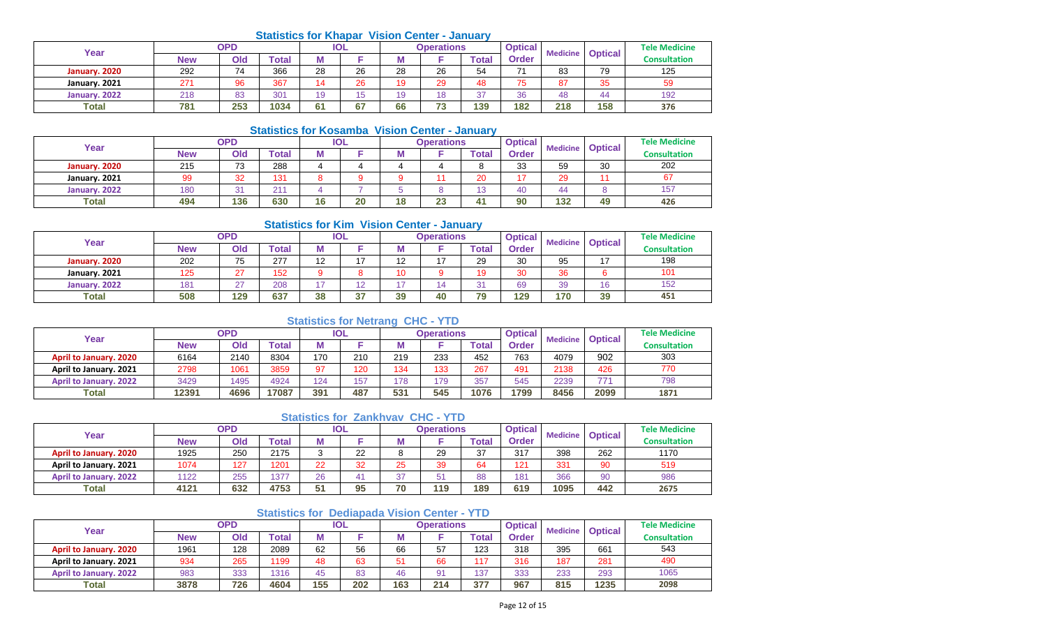## Statistics for Khapar Vision Center - January

| Year | OPD | | | IOL | | Operations | | | Optical Order | Medicine | Optical | Tele Medicine Consultation |
|---|---|---|---|---|---|---|---|---|---|---|---|---|
| | New | Old | Total | M | F | M | F | Total | | | | |
| January. 2020 | 292 | 74 | 366 | 28 | 26 | 28 | 26 | 54 | 71 | 83 | 79 | 125 |
| January. 2021 | 271 | 96 | 367 | 14 | 26 | 19 | 29 | 48 | 75 | 87 | 35 | 59 |
| January. 2022 | 218 | 83 | 301 | 19 | 15 | 19 | 18 | 37 | 36 | 48 | 44 | 192 |
| Total | 781 | 253 | 1034 | 61 | 67 | 66 | 73 | 139 | 182 | 218 | 158 | 376 |

## Statistics for Kosamba Vision Center - January

| Year | OPD | | | IOL | | Operations | | | Optical Order | Medicine | Optical | Tele Medicine Consultation |
|---|---|---|---|---|---|---|---|---|---|---|---|---|
| | New | Old | Total | M | F | M | F | Total | | | | |
| January. 2020 | 215 | 73 | 288 | 4 | 4 | 4 | 4 | 8 | 33 | 59 | 30 | 202 |
| January. 2021 | 99 | 32 | 131 | 8 | 9 | 9 | 11 | 20 | 17 | 29 | 11 | 67 |
| January. 2022 | 180 | 31 | 211 | 4 | 7 | 5 | 8 | 13 | 40 | 44 | 8 | 157 |
| Total | 494 | 136 | 630 | 16 | 20 | 18 | 23 | 41 | 90 | 132 | 49 | 426 |

## Statistics for Kim Vision Center - January

| Year | OPD | | | IOL | | Operations | | | Optical Order | Medicine | Optical | Tele Medicine Consultation |
|---|---|---|---|---|---|---|---|---|---|---|---|---|
| | New | Old | Total | M | F | M | F | Total | | | | |
| January. 2020 | 202 | 75 | 277 | 12 | 17 | 12 | 17 | 29 | 30 | 95 | 17 | 198 |
| January. 2021 | 125 | 27 | 152 | 9 | 8 | 10 | 9 | 19 | 30 | 36 | 6 | 101 |
| January. 2022 | 181 | 27 | 208 | 17 | 12 | 17 | 14 | 31 | 69 | 39 | 16 | 152 |
| Total | 508 | 129 | 637 | 38 | 37 | 39 | 40 | 79 | 129 | 170 | 39 | 451 |

## Statistics for Netrang CHC - YTD

| Year | OPD | | | IOL | | Operations | | | Optical Order | Medicine | Optical | Tele Medicine Consultation |
|---|---|---|---|---|---|---|---|---|---|---|---|---|
| | New | Old | Total | M | F | M | F | Total | | | | |
| April to January. 2020 | 6164 | 2140 | 8304 | 170 | 210 | 219 | 233 | 452 | 763 | 4079 | 902 | 303 |
| April to January. 2021 | 2798 | 1061 | 3859 | 97 | 120 | 134 | 133 | 267 | 491 | 2138 | 426 | 770 |
| April to January. 2022 | 3429 | 1495 | 4924 | 124 | 157 | 178 | 179 | 357 | 545 | 2239 | 771 | 798 |
| Total | 12391 | 4696 | 17087 | 391 | 487 | 531 | 545 | 1076 | 1799 | 8456 | 2099 | 1871 |

## Statistics for Zankhvav CHC - YTD

| Year | OPD | | | IOL | | Operations | | | Optical Order | Medicine | Optical | Tele Medicine Consultation |
|---|---|---|---|---|---|---|---|---|---|---|---|---|
| | New | Old | Total | M | F | M | F | Total | | | | |
| April to January. 2020 | 1925 | 250 | 2175 | 3 | 22 | 8 | 29 | 37 | 317 | 398 | 262 | 1170 |
| April to January. 2021 | 1074 | 127 | 1201 | 22 | 32 | 25 | 39 | 64 | 121 | 331 | 90 | 519 |
| April to January. 2022 | 1122 | 255 | 1377 | 26 | 41 | 37 | 51 | 88 | 181 | 366 | 90 | 986 |
| Total | 4121 | 632 | 4753 | 51 | 95 | 70 | 119 | 189 | 619 | 1095 | 442 | 2675 |

## Statistics for Dediapada Vision Center - YTD

| Year | OPD | | | IOL | | Operations | | | Optical Order | Medicine | Optical | Tele Medicine Consultation |
|---|---|---|---|---|---|---|---|---|---|---|---|---|
| | New | Old | Total | M | F | M | F | Total | | | | |
| April to January. 2020 | 1961 | 128 | 2089 | 62 | 56 | 66 | 57 | 123 | 318 | 395 | 661 | 543 |
| April to January. 2021 | 934 | 265 | 1199 | 48 | 63 | 51 | 66 | 117 | 316 | 187 | 281 | 490 |
| April to January. 2022 | 983 | 333 | 1316 | 45 | 83 | 46 | 91 | 137 | 333 | 233 | 293 | 1065 |
| Total | 3878 | 726 | 4604 | 155 | 202 | 163 | 214 | 377 | 967 | 815 | 1235 | 2098 |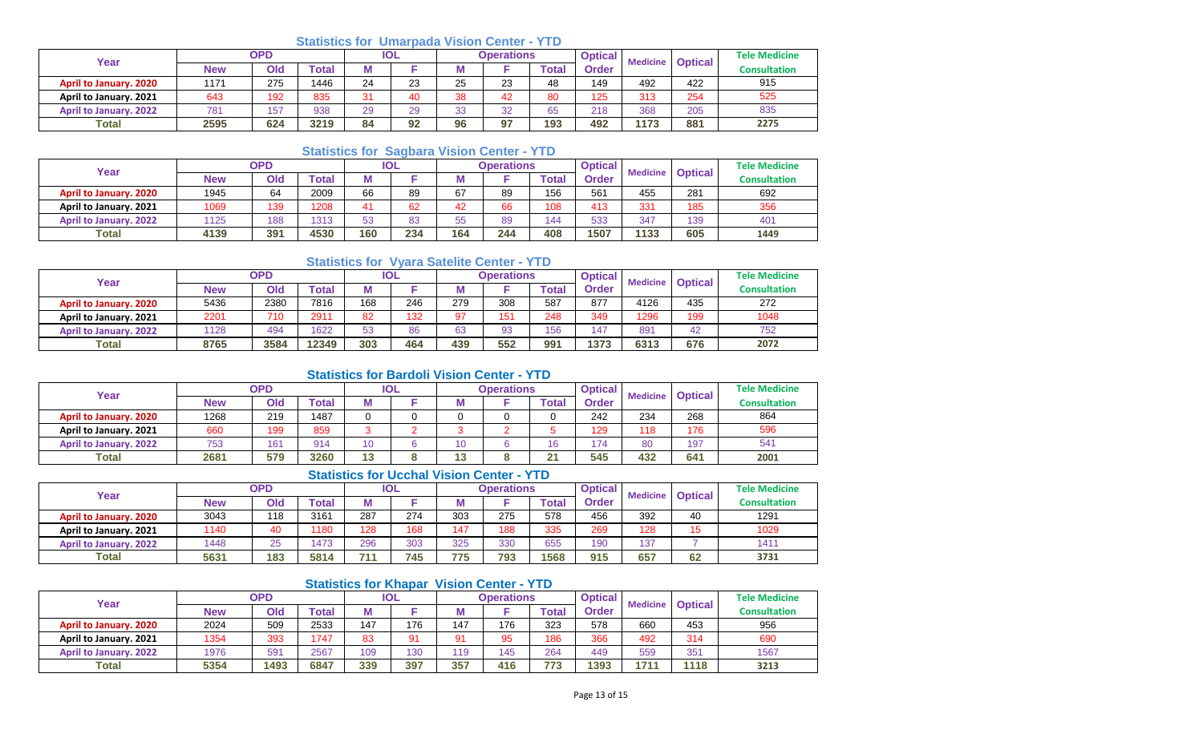### Statistics for Umarpada Vision Center - YTD

| Year | OPD | | | IOL | | Operations | | | Optical Order | Medicine | Optical | Tele Medicine Consultation |
|---|---|---|---|---|---|---|---|---|---|---|---|---|
| | New | Old | Total | M | F | M | F | Total | | | | |
| April to January. 2020 | 1171 | 275 | 1446 | 24 | 23 | 25 | 23 | 48 | 149 | 492 | 422 | 915 |
| April to January. 2021 | 643 | 192 | 835 | 31 | 40 | 38 | 42 | 80 | 125 | 313 | 254 | 525 |
| April to January. 2022 | 781 | 157 | 938 | 29 | 29 | 33 | 32 | 65 | 218 | 368 | 205 | 835 |
| Total | 2595 | 624 | 3219 | 84 | 92 | 96 | 97 | 193 | 492 | 1173 | 881 | 2275 |

### Statistics for Sagbara Vision Center - YTD

| Year | OPD | | | IOL | | Operations | | | Optical Order | Medicine | Optical | Tele Medicine Consultation |
|---|---|---|---|---|---|---|---|---|---|---|---|---|
| | New | Old | Total | M | F | M | F | Total | | | | |
| April to January. 2020 | 1945 | 64 | 2009 | 66 | 89 | 67 | 89 | 156 | 561 | 455 | 281 | 692 |
| April to January. 2021 | 1069 | 139 | 1208 | 41 | 62 | 42 | 66 | 108 | 413 | 331 | 185 | 356 |
| April to January. 2022 | 1125 | 188 | 1313 | 53 | 83 | 55 | 89 | 144 | 533 | 347 | 139 | 401 |
| Total | 4139 | 391 | 4530 | 160 | 234 | 164 | 244 | 408 | 1507 | 1133 | 605 | 1449 |

### Statistics for Vyara Satelite Center - YTD

| Year | OPD | | | IOL | | Operations | | | Optical Order | Medicine | Optical | Tele Medicine Consultation |
|---|---|---|---|---|---|---|---|---|---|---|---|---|
| | New | Old | Total | M | F | M | F | Total | | | | |
| April to January. 2020 | 5436 | 2380 | 7816 | 168 | 246 | 279 | 308 | 587 | 877 | 4126 | 435 | 272 |
| April to January. 2021 | 2201 | 710 | 2911 | 82 | 132 | 97 | 151 | 248 | 349 | 1296 | 199 | 1048 |
| April to January. 2022 | 1128 | 494 | 1622 | 53 | 86 | 63 | 93 | 156 | 147 | 891 | 42 | 752 |
| Total | 8765 | 3584 | 12349 | 303 | 464 | 439 | 552 | 991 | 1373 | 6313 | 676 | 2072 |

### Statistics for Bardoli Vision Center - YTD

| Year | OPD | | | IOL | | Operations | | | Optical Order | Medicine | Optical | Tele Medicine Consultation |
|---|---|---|---|---|---|---|---|---|---|---|---|---|
| | New | Old | Total | M | F | M | F | Total | | | | |
| April to January. 2020 | 1268 | 219 | 1487 | 0 | 0 | 0 | 0 | 0 | 242 | 234 | 268 | 864 |
| April to January. 2021 | 660 | 199 | 859 | 3 | 2 | 3 | 2 | 5 | 129 | 118 | 176 | 596 |
| April to January. 2022 | 753 | 161 | 914 | 10 | 6 | 10 | 6 | 16 | 174 | 80 | 197 | 541 |
| Total | 2681 | 579 | 3260 | 13 | 8 | 13 | 8 | 21 | 545 | 432 | 641 | 2001 |

### Statistics for Ucchal Vision Center - YTD

| Year | OPD | | | IOL | | Operations | | | Optical Order | Medicine | Optical | Tele Medicine Consultation |
|---|---|---|---|---|---|---|---|---|---|---|---|---|
| | New | Old | Total | M | F | M | F | Total | | | | |
| April to January. 2020 | 3043 | 118 | 3161 | 287 | 274 | 303 | 275 | 578 | 456 | 392 | 40 | 1291 |
| April to January. 2021 | 1140 | 40 | 1180 | 128 | 168 | 147 | 188 | 335 | 269 | 128 | 15 | 1029 |
| April to January. 2022 | 1448 | 25 | 1473 | 296 | 303 | 325 | 330 | 655 | 190 | 137 | 7 | 1411 |
| Total | 5631 | 183 | 5814 | 711 | 745 | 775 | 793 | 1568 | 915 | 657 | 62 | 3731 |

### Statistics for Khapar Vision Center - YTD

| Year | OPD | | | IOL | | Operations | | | Optical Order | Medicine | Optical | Tele Medicine Consultation |
|---|---|---|---|---|---|---|---|---|---|---|---|---|
| | New | Old | Total | M | F | M | F | Total | | | | |
| April to January. 2020 | 2024 | 509 | 2533 | 147 | 176 | 147 | 176 | 323 | 578 | 660 | 453 | 956 |
| April to January. 2021 | 1354 | 393 | 1747 | 83 | 91 | 91 | 95 | 186 | 366 | 492 | 314 | 690 |
| April to January. 2022 | 1976 | 591 | 2567 | 109 | 130 | 119 | 145 | 264 | 449 | 559 | 351 | 1567 |
| Total | 5354 | 1493 | 6847 | 339 | 397 | 357 | 416 | 773 | 1393 | 1711 | 1118 | 3213 |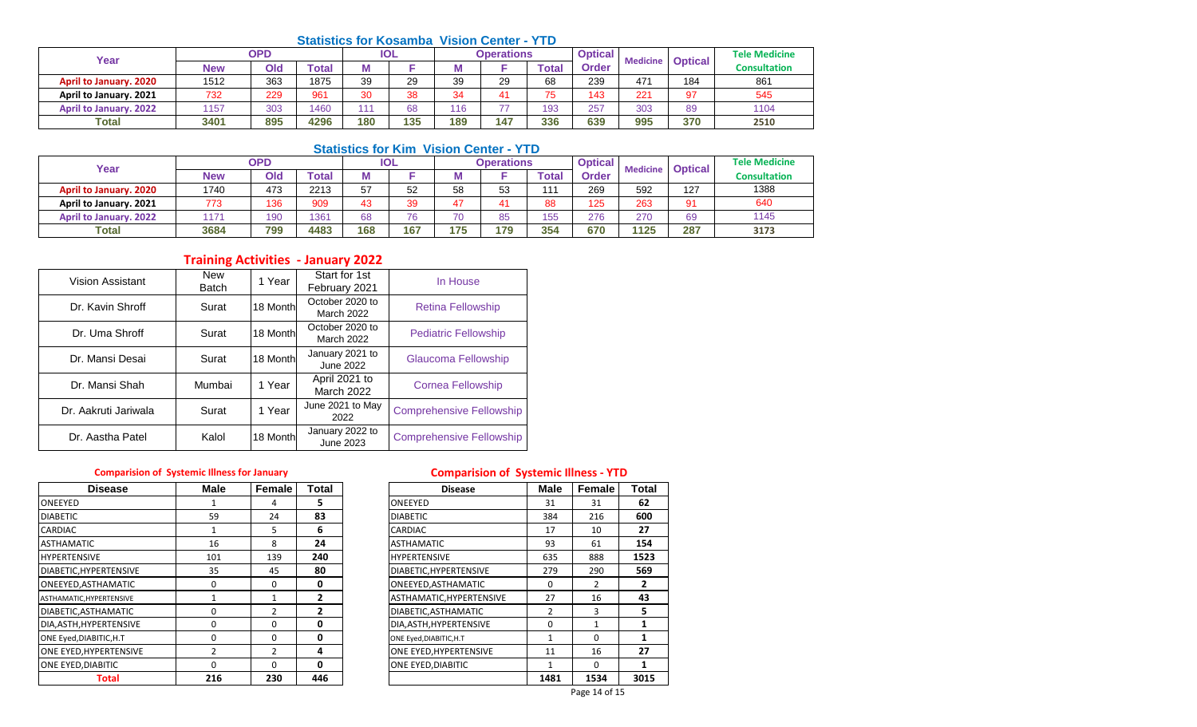## Statistics for Kosamba Vision Center - YTD

| Year | OPD | | | IOL | | Operations | | | Optical Order | Medicine | Optical | Tele Medicine Consultation |
|---|---|---|---|---|---|---|---|---|---|---|---|---|
| | New | Old | Total | M | F | M | F | Total | | | | |
| April to January. 2020 | 1512 | 363 | 1875 | 39 | 29 | 39 | 29 | 68 | 239 | 471 | 184 | 861 |
| April to January. 2021 | 732 | 229 | 961 | 30 | 38 | 34 | 41 | 75 | 143 | 221 | 97 | 545 |
| April to January. 2022 | 1157 | 303 | 1460 | 111 | 68 | 116 | 77 | 193 | 257 | 303 | 89 | 1104 |
| **Total** | **3401** | **895** | **4296** | **180** | **135** | **189** | **147** | **336** | **639** | **995** | **370** | **2510** |

## Statistics for Kim Vision Center - YTD

| Year | OPD | | | IOL | | Operations | | | Optical Order | Medicine | Optical | Tele Medicine Consultation |
|---|---|---|---|---|---|---|---|---|---|---|---|---|
| | New | Old | Total | M | F | M | F | Total | | | | |
| April to January. 2020 | 1740 | 473 | 2213 | 57 | 52 | 58 | 53 | 111 | 269 | 592 | 127 | 1388 |
| April to January. 2021 | 773 | 136 | 909 | 43 | 39 | 47 | 41 | 88 | 125 | 263 | 91 | 640 |
| April to January. 2022 | 1171 | 190 | 1361 | 68 | 76 | 70 | 85 | 155 | 276 | 270 | 69 | 1145 |
| **Total** | **3684** | **799** | **4483** | **168** | **167** | **175** | **179** | **354** | **670** | **1125** | **287** | **3173** |

## Training Activities - January 2022

| | | | | |
|---|---|---|---|---|
| Vision Assistant | New Batch | 1 Year | Start for 1st February 2021 | In House |
| Dr. Kavin Shroff | Surat | 18 Month | October 2020 to March 2022 | Retina Fellowship |
| Dr. Uma Shroff | Surat | 18 Month | October 2020 to March 2022 | Pediatric Fellowship |
| Dr. Mansi Desai | Surat | 18 Month | January 2021 to June 2022 | Glaucoma Fellowship |
| Dr. Mansi Shah | Mumbai | 1 Year | April 2021 to March 2022 | Cornea Fellowship |
| Dr. Aakruti Jariwala | Surat | 1 Year | June 2021 to May 2022 | Comprehensive Fellowship |
| Dr. Aastha Patel | Kalol | 18 Month | January 2022 to June 2023 | Comprehensive Fellowship |

### Comparision of Systemic Illness for January

| Disease | Male | Female | Total |
|---|---|---|---|
| ONEEYED | 1 | 4 | **5** |
| DIABETIC | 59 | 24 | **83** |
| CARDIAC | 1 | 5 | **6** |
| ASTHAMATIC | 16 | 8 | **24** |
| HYPERTENSIVE | 101 | 139 | **240** |
| DIABETIC,HYPERTENSIVE | 35 | 45 | **80** |
| ONEEYED,ASTHAMATIC | 0 | 0 | **0** |
| ASTHAMATIC,HYPERTENSIVE | 1 | 1 | **2** |
| DIABETIC,ASTHAMATIC | 0 | 2 | **2** |
| DIA,ASTH,HYPERTENSIVE | 0 | 0 | **0** |
| ONE Eyed,DIABITIC,H.T | 0 | 0 | **0** |
| ONE EYED,HYPERTENSIVE | 2 | 2 | **4** |
| ONE EYED,DIABITIC | 0 | 0 | **0** |
| **Total** | **216** | **230** | **446** |

### Comparision of Systemic Illness - YTD

| Disease | Male | Female | Total |
|---|---|---|---|
| ONEEYED | 31 | 31 | **62** |
| DIABETIC | 384 | 216 | **600** |
| CARDIAC | 17 | 10 | **27** |
| ASTHAMATIC | 93 | 61 | **154** |
| HYPERTENSIVE | 635 | 888 | **1523** |
| DIABETIC,HYPERTENSIVE | 279 | 290 | **569** |
| ONEEYED,ASTHAMATIC | 0 | 2 | **2** |
| ASTHAMATIC,HYPERTENSIVE | 27 | 16 | **43** |
| DIABETIC,ASTHAMATIC | 2 | 3 | **5** |
| DIA,ASTH,HYPERTENSIVE | 0 | 1 | **1** |
| ONE Eyed,DIABITIC,H.T | 1 | 0 | **1** |
| ONE EYED,HYPERTENSIVE | 11 | 16 | **27** |
| ONE EYED,DIABITIC | 1 | 0 | **1** |
| | **1481** | **1534** | **3015** |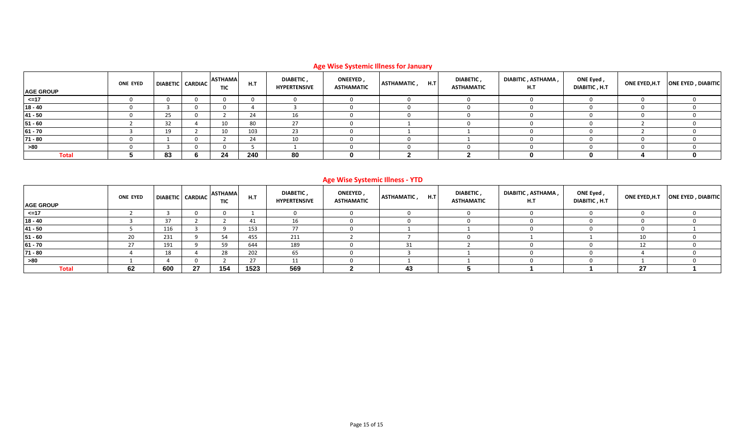## Age Wise Systemic Illness for January

| AGE GROUP | ONE EYED | DIABETIC | CARDIAC | ASTHAMATIC | H.T | DIABETIC , HYPERTENSIVE | ONEEYED , ASTHAMATIC | ASTHAMATIC , H.T | DIABETIC , ASTHAMATIC | DIABITIC , ASTHAMA , H.T | ONE Eyed , DIABITIC , H.T | ONE EYED,H.T | ONE EYED , DIABITIC |
|---|---|---|---|---|---|---|---|---|---|---|---|---|---|
| <=17 | 0 | 0 | 0 | 0 | 0 | 0 | 0 | 0 | 0 | 0 | 0 | 0 | 0 |
| 18 - 40 | 0 | 3 | 0 | 0 | 4 | 3 | 0 | 0 | 0 | 0 | 0 | 0 | 0 |
| 41 - 50 | 0 | 25 | 0 | 2 | 24 | 16 | 0 | 0 | 0 | 0 | 0 | 0 | 0 |
| 51 - 60 | 2 | 32 | 4 | 10 | 80 | 27 | 0 | 1 | 0 | 0 | 0 | 2 | 0 |
| 61 - 70 | 3 | 19 | 2 | 10 | 103 | 23 | 0 | 1 | 1 | 0 | 0 | 2 | 0 |
| 71 - 80 | 0 | 1 | 0 | 2 | 24 | 10 | 0 | 0 | 1 | 0 | 0 | 0 | 0 |
| >80 | 0 | 3 | 0 | 0 | 5 | 1 | 0 | 0 | 0 | 0 | 0 | 0 | 0 |
| **Total** | **5** | **83** | **6** | **24** | **240** | **80** | **0** | **2** | **2** | **0** | **0** | **4** | **0** |

## Age Wise Systemic Illness - YTD

| AGE GROUP | ONE EYED | DIABETIC | CARDIAC | ASTHAMATIC | H.T | DIABETIC , HYPERTENSIVE | ONEEYED , ASTHAMATIC | ASTHAMATIC , H.T | DIABETIC , ASTHAMATIC | DIABITIC , ASTHAMA , H.T | ONE Eyed , DIABITIC , H.T | ONE EYED,H.T | ONE EYED , DIABITIC |
|---|---|---|---|---|---|---|---|---|---|---|---|---|---|
| <=17 | 2 | 3 | 0 | 0 | 1 | 0 | 0 | 0 | 0 | 0 | 0 | 0 | 0 |
| 18 - 40 | 3 | 37 | 2 | 2 | 41 | 16 | 0 | 0 | 0 | 0 | 0 | 0 | 0 |
| 41 - 50 | 5 | 116 | 3 | 9 | 153 | 77 | 0 | 1 | 1 | 0 | 0 | 0 | 1 |
| 51 - 60 | 20 | 231 | 9 | 54 | 455 | 211 | 2 | 7 | 0 | 1 | 1 | 10 | 0 |
| 61 - 70 | 27 | 191 | 9 | 59 | 644 | 189 | 0 | 31 | 2 | 0 | 0 | 12 | 0 |
| 71 - 80 | 4 | 18 | 4 | 28 | 202 | 65 | 0 | 3 | 1 | 0 | 0 | 4 | 0 |
| >80 | 1 | 4 | 0 | 2 | 27 | 11 | 0 | 1 | 1 | 0 | 0 | 1 | 0 |
| **Total** | **62** | **600** | **27** | **154** | **1523** | **569** | **2** | **43** | **5** | **1** | **1** | **27** | **1** |